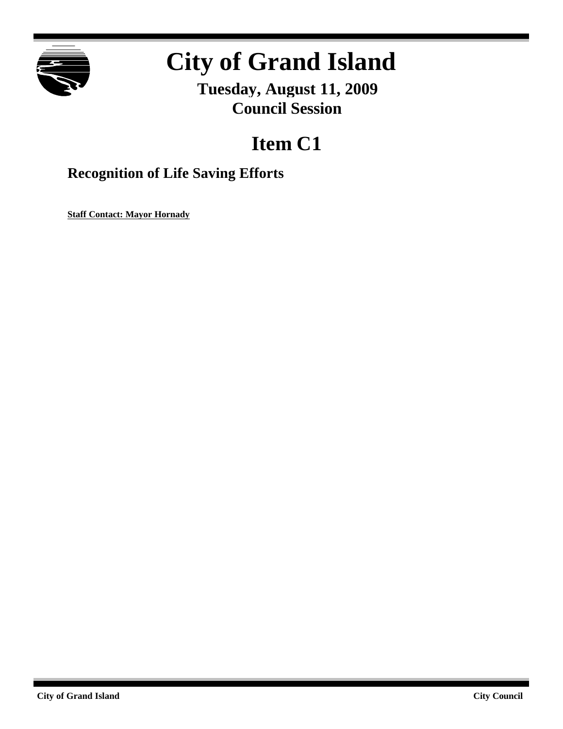# City of Grand Island

**Tuesday, August 11, 2009**
**Council Session**

## Item C1

### Recognition of Life Saving Efforts

**Staff Contact: Mayor Hornady**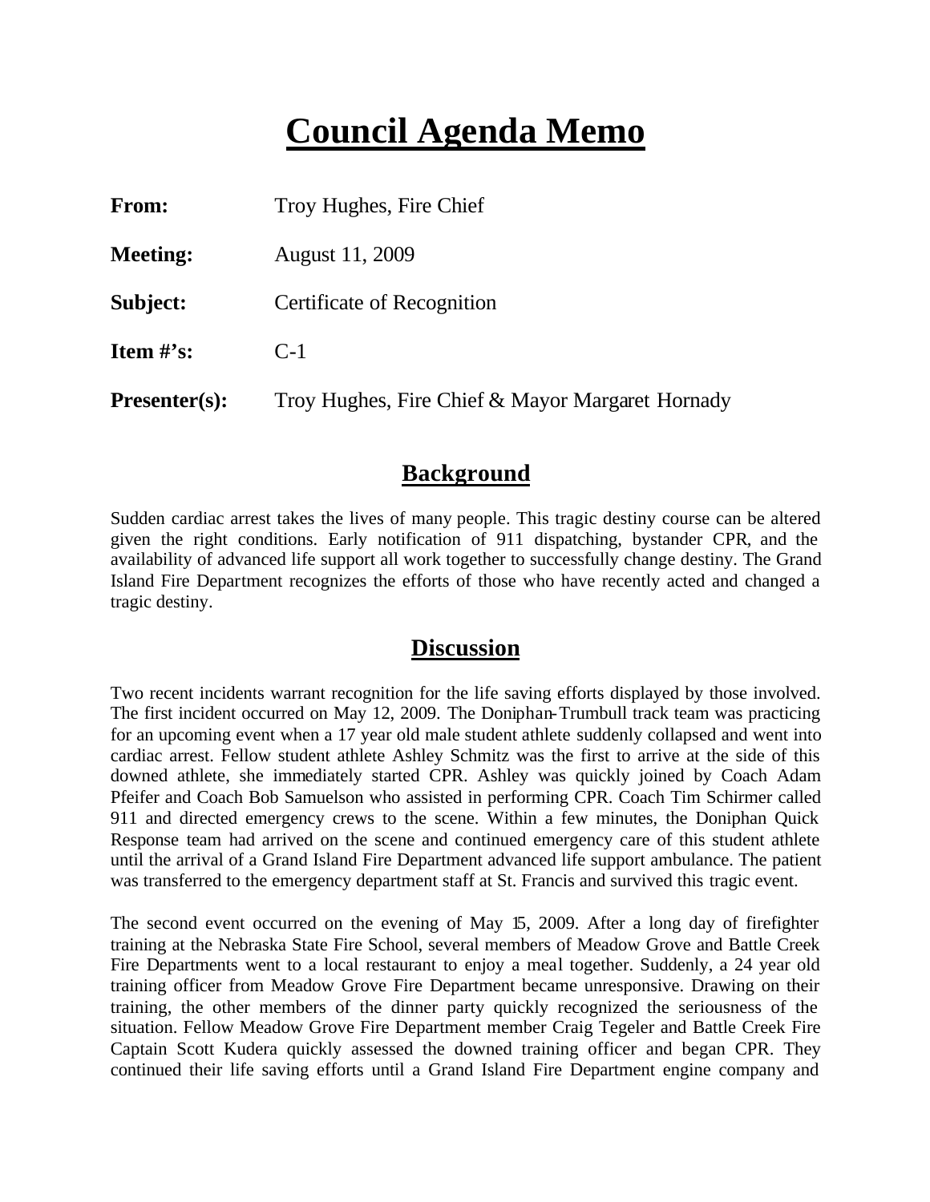# Council Agenda Memo

**From:** Troy Hughes, Fire Chief

**Meeting:** August 11, 2009

**Subject:** Certificate of Recognition

**Item #'s:** C-1

**Presenter(s):** Troy Hughes, Fire Chief & Mayor Margaret Hornady

## Background

Sudden cardiac arrest takes the lives of many people. This tragic destiny course can be altered given the right conditions. Early notification of 911 dispatching, bystander CPR, and the availability of advanced life support all work together to successfully change destiny. The Grand Island Fire Department recognizes the efforts of those who have recently acted and changed a tragic destiny.

## Discussion

Two recent incidents warrant recognition for the life saving efforts displayed by those involved. The first incident occurred on May 12, 2009. The Doniphan-Trumbull track team was practicing for an upcoming event when a 17 year old male student athlete suddenly collapsed and went into cardiac arrest. Fellow student athlete Ashley Schmitz was the first to arrive at the side of this downed athlete, she immediately started CPR. Ashley was quickly joined by Coach Adam Pfeifer and Coach Bob Samuelson who assisted in performing CPR. Coach Tim Schirmer called 911 and directed emergency crews to the scene. Within a few minutes, the Doniphan Quick Response team had arrived on the scene and continued emergency care of this student athlete until the arrival of a Grand Island Fire Department advanced life support ambulance. The patient was transferred to the emergency department staff at St. Francis and survived this tragic event.

The second event occurred on the evening of May 15, 2009. After a long day of firefighter training at the Nebraska State Fire School, several members of Meadow Grove and Battle Creek Fire Departments went to a local restaurant to enjoy a meal together. Suddenly, a 24 year old training officer from Meadow Grove Fire Department became unresponsive. Drawing on their training, the other members of the dinner party quickly recognized the seriousness of the situation. Fellow Meadow Grove Fire Department member Craig Tegeler and Battle Creek Fire Captain Scott Kudera quickly assessed the downed training officer and began CPR. They continued their life saving efforts until a Grand Island Fire Department engine company and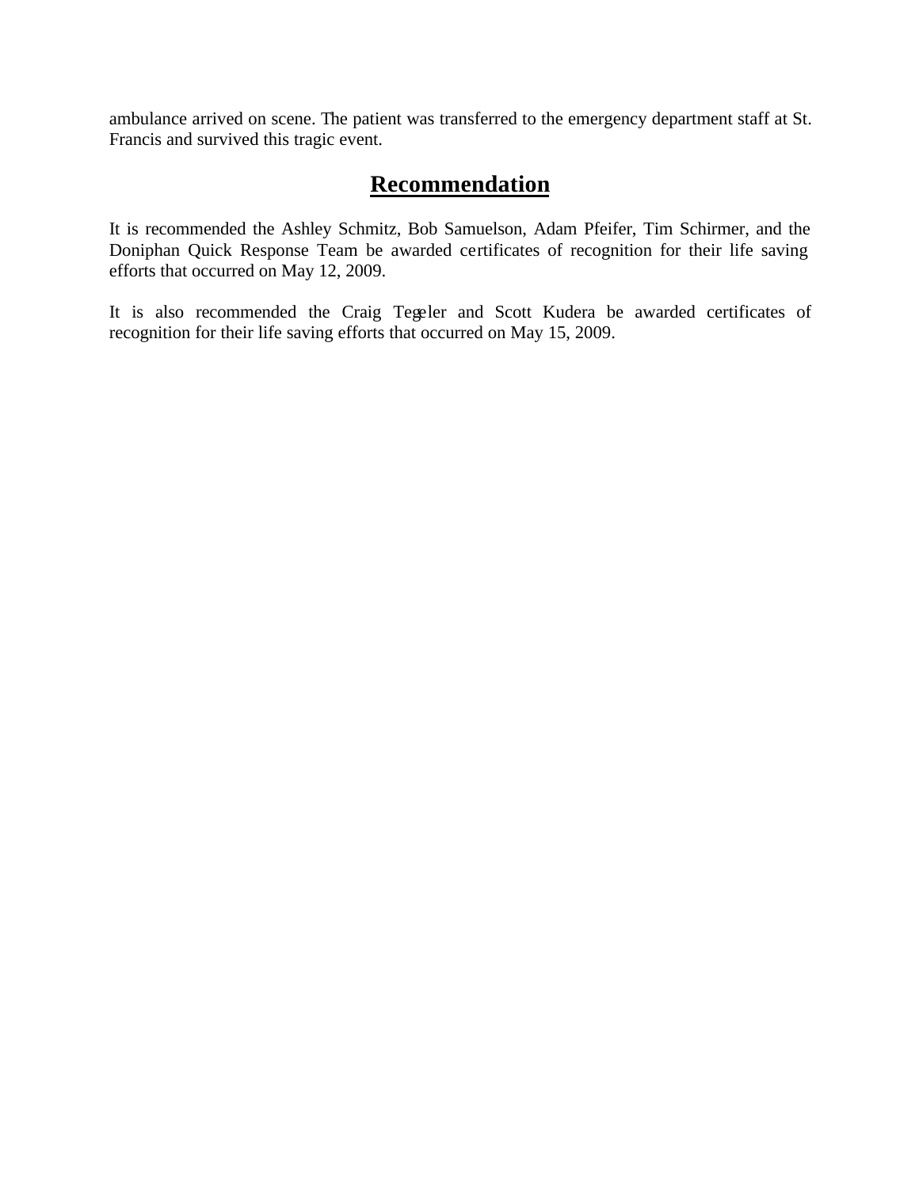ambulance arrived on scene. The patient was transferred to the emergency department staff at St. Francis and survived this tragic event.

## Recommendation

It is recommended the Ashley Schmitz, Bob Samuelson, Adam Pfeifer, Tim Schirmer, and the Doniphan Quick Response Team be awarded certificates of recognition for their life saving efforts that occurred on May 12, 2009.

It is also recommended the Craig Tegeler and Scott Kudera be awarded certificates of recognition for their life saving efforts that occurred on May 15, 2009.